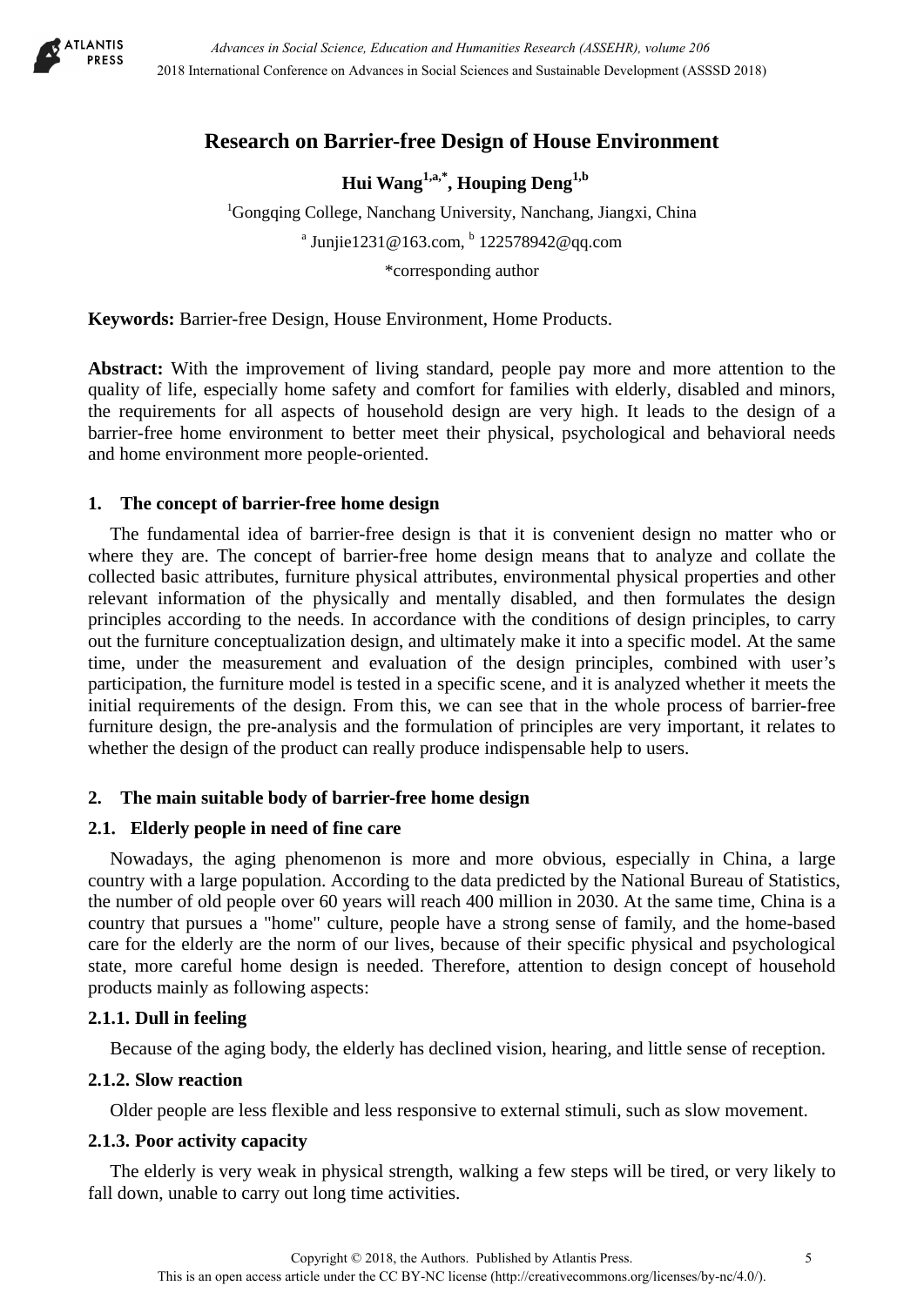# Research on Barrier-free Design of House Environment

**Hui Wang[1,a,*], Houping Deng[1,b]**

[1]Gongqing College, Nanchang University, Nanchang, Jiangxi, China

[a] Junjie1231@163.com, [b] 122578942@qq.com

*corresponding author

**Keywords:** Barrier-free Design, House Environment, Home Products.

**Abstract:** With the improvement of living standard, people pay more and more attention to the quality of life, especially home safety and comfort for families with elderly, disabled and minors, the requirements for all aspects of household design are very high. It leads to the design of a barrier-free home environment to better meet their physical, psychological and behavioral needs and home environment more people-oriented.

## 1. The concept of barrier-free home design

The fundamental idea of barrier-free design is that it is convenient design no matter who or where they are. The concept of barrier-free home design means that to analyze and collate the collected basic attributes, furniture physical attributes, environmental physical properties and other relevant information of the physically and mentally disabled, and then formulates the design principles according to the needs. In accordance with the conditions of design principles, to carry out the furniture conceptualization design, and ultimately make it into a specific model. At the same time, under the measurement and evaluation of the design principles, combined with user's participation, the furniture model is tested in a specific scene, and it is analyzed whether it meets the initial requirements of the design. From this, we can see that in the whole process of barrier-free furniture design, the pre-analysis and the formulation of principles are very important, it relates to whether the design of the product can really produce indispensable help to users.

## 2. The main suitable body of barrier-free home design

### 2.1. Elderly people in need of fine care

Nowadays, the aging phenomenon is more and more obvious, especially in China, a large country with a large population. According to the data predicted by the National Bureau of Statistics, the number of old people over 60 years will reach 400 million in 2030. At the same time, China is a country that pursues a "home" culture, people have a strong sense of family, and the home-based care for the elderly are the norm of our lives, because of their specific physical and psychological state, more careful home design is needed. Therefore, attention to design concept of household products mainly as following aspects:

#### 2.1.1. Dull in feeling

Because of the aging body, the elderly has declined vision, hearing, and little sense of reception.

#### 2.1.2. Slow reaction

Older people are less flexible and less responsive to external stimuli, such as slow movement.

#### 2.1.3. Poor activity capacity

The elderly is very weak in physical strength, walking a few steps will be tired, or very likely to fall down, unable to carry out long time activities.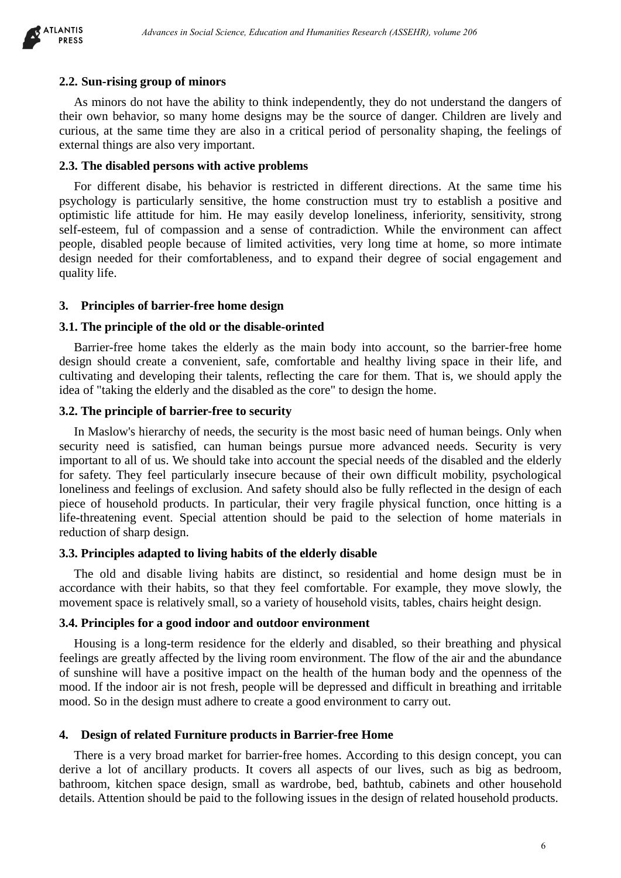### 2.2. Sun-rising group of minors

As minors do not have the ability to think independently, they do not understand the dangers of their own behavior, so many home designs may be the source of danger. Children are lively and curious, at the same time they are also in a critical period of personality shaping, the feelings of external things are also very important.

### 2.3. The disabled persons with active problems

For different disabe, his behavior is restricted in different directions. At the same time his psychology is particularly sensitive, the home construction must try to establish a positive and optimistic life attitude for him. He may easily develop loneliness, inferiority, sensitivity, strong self-esteem, ful of compassion and a sense of contradiction. While the environment can affect people, disabled people because of limited activities, very long time at home, so more intimate design needed for their comfortableness, and to expand their degree of social engagement and quality life.

## 3. Principles of barrier-free home design

### 3.1. The principle of the old or the disable-orinted

Barrier-free home takes the elderly as the main body into account, so the barrier-free home design should create a convenient, safe, comfortable and healthy living space in their life, and cultivating and developing their talents, reflecting the care for them. That is, we should apply the idea of "taking the elderly and the disabled as the core" to design the home.

### 3.2. The principle of barrier-free to security

In Maslow's hierarchy of needs, the security is the most basic need of human beings. Only when security need is satisfied, can human beings pursue more advanced needs. Security is very important to all of us. We should take into account the special needs of the disabled and the elderly for safety. They feel particularly insecure because of their own difficult mobility, psychological loneliness and feelings of exclusion. And safety should also be fully reflected in the design of each piece of household products. In particular, their very fragile physical function, once hitting is a life-threatening event. Special attention should be paid to the selection of home materials in reduction of sharp design.

### 3.3. Principles adapted to living habits of the elderly disable

The old and disable living habits are distinct, so residential and home design must be in accordance with their habits, so that they feel comfortable. For example, they move slowly, the movement space is relatively small, so a variety of household visits, tables, chairs height design.

### 3.4. Principles for a good indoor and outdoor environment

Housing is a long-term residence for the elderly and disabled, so their breathing and physical feelings are greatly affected by the living room environment. The flow of the air and the abundance of sunshine will have a positive impact on the health of the human body and the openness of the mood. If the indoor air is not fresh, people will be depressed and difficult in breathing and irritable mood. So in the design must adhere to create a good environment to carry out.

## 4. Design of related Furniture products in Barrier-free Home

There is a very broad market for barrier-free homes. According to this design concept, you can derive a lot of ancillary products. It covers all aspects of our lives, such as big as bedroom, bathroom, kitchen space design, small as wardrobe, bed, bathtub, cabinets and other household details. Attention should be paid to the following issues in the design of related household products.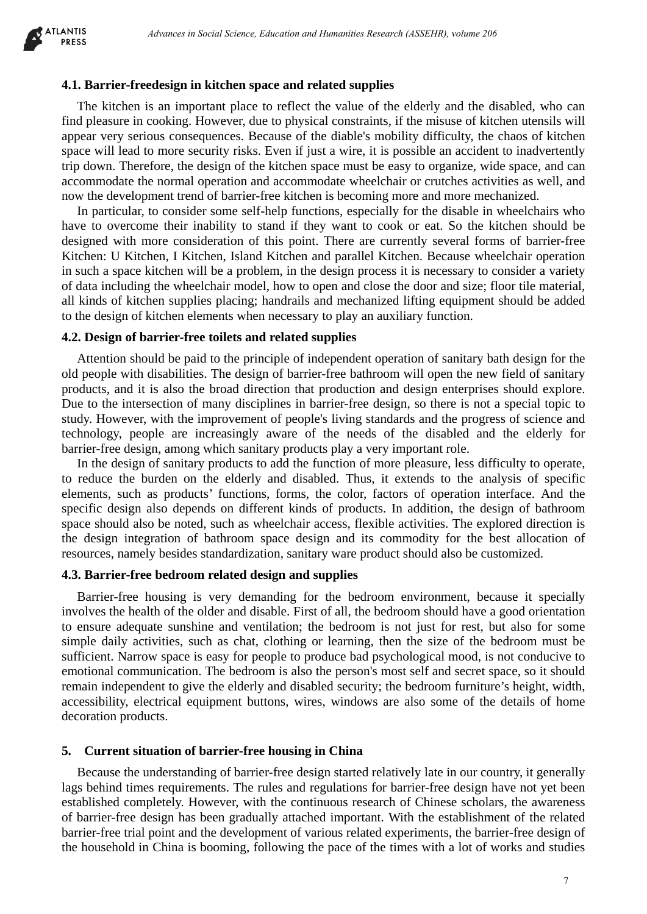### 4.1. Barrier-freedesign in kitchen space and related supplies

The kitchen is an important place to reflect the value of the elderly and the disabled, who can find pleasure in cooking. However, due to physical constraints, if the misuse of kitchen utensils will appear very serious consequences. Because of the diable's mobility difficulty, the chaos of kitchen space will lead to more security risks. Even if just a wire, it is possible an accident to inadvertently trip down. Therefore, the design of the kitchen space must be easy to organize, wide space, and can accommodate the normal operation and accommodate wheelchair or crutches activities as well, and now the development trend of barrier-free kitchen is becoming more and more mechanized.

In particular, to consider some self-help functions, especially for the disable in wheelchairs who have to overcome their inability to stand if they want to cook or eat. So the kitchen should be designed with more consideration of this point. There are currently several forms of barrier-free Kitchen: U Kitchen, I Kitchen, Island Kitchen and parallel Kitchen. Because wheelchair operation in such a space kitchen will be a problem, in the design process it is necessary to consider a variety of data including the wheelchair model, how to open and close the door and size; floor tile material, all kinds of kitchen supplies placing; handrails and mechanized lifting equipment should be added to the design of kitchen elements when necessary to play an auxiliary function.

### 4.2. Design of barrier-free toilets and related supplies

Attention should be paid to the principle of independent operation of sanitary bath design for the old people with disabilities. The design of barrier-free bathroom will open the new field of sanitary products, and it is also the broad direction that production and design enterprises should explore. Due to the intersection of many disciplines in barrier-free design, so there is not a special topic to study. However, with the improvement of people's living standards and the progress of science and technology, people are increasingly aware of the needs of the disabled and the elderly for barrier-free design, among which sanitary products play a very important role.

In the design of sanitary products to add the function of more pleasure, less difficulty to operate, to reduce the burden on the elderly and disabled. Thus, it extends to the analysis of specific elements, such as products' functions, forms, the color, factors of operation interface. And the specific design also depends on different kinds of products. In addition, the design of bathroom space should also be noted, such as wheelchair access, flexible activities. The explored direction is the design integration of bathroom space design and its commodity for the best allocation of resources, namely besides standardization, sanitary ware product should also be customized.

### 4.3. Barrier-free bedroom related design and supplies

Barrier-free housing is very demanding for the bedroom environment, because it specially involves the health of the older and disable. First of all, the bedroom should have a good orientation to ensure adequate sunshine and ventilation; the bedroom is not just for rest, but also for some simple daily activities, such as chat, clothing or learning, then the size of the bedroom must be sufficient. Narrow space is easy for people to produce bad psychological mood, is not conducive to emotional communication. The bedroom is also the person's most self and secret space, so it should remain independent to give the elderly and disabled security; the bedroom furniture's height, width, accessibility, electrical equipment buttons, wires, windows are also some of the details of home decoration products.

## 5. Current situation of barrier-free housing in China

Because the understanding of barrier-free design started relatively late in our country, it generally lags behind times requirements. The rules and regulations for barrier-free design have not yet been established completely. However, with the continuous research of Chinese scholars, the awareness of barrier-free design has been gradually attached important. With the establishment of the related barrier-free trial point and the development of various related experiments, the barrier-free design of the household in China is booming, following the pace of the times with a lot of works and studies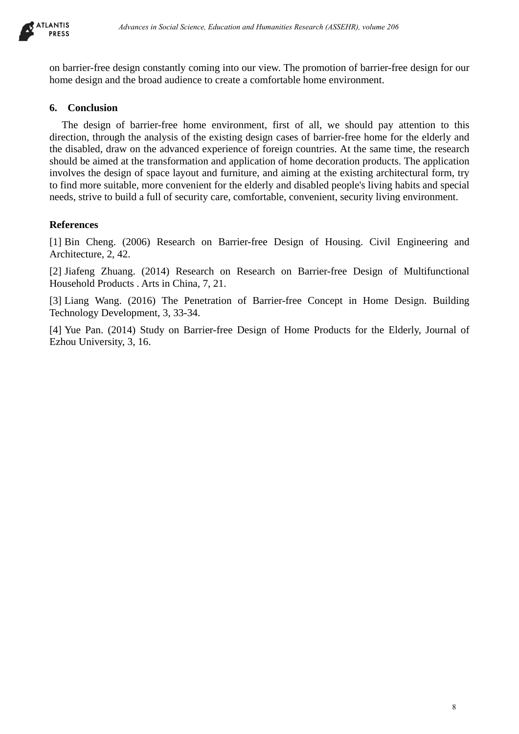on barrier-free design constantly coming into our view. The promotion of barrier-free design for our home design and the broad audience to create a comfortable home environment.

## 6. Conclusion

The design of barrier-free home environment, first of all, we should pay attention to this direction, through the analysis of the existing design cases of barrier-free home for the elderly and the disabled, draw on the advanced experience of foreign countries. At the same time, the research should be aimed at the transformation and application of home decoration products. The application involves the design of space layout and furniture, and aiming at the existing architectural form, try to find more suitable, more convenient for the elderly and disabled people's living habits and special needs, strive to build a full of security care, comfortable, convenient, security living environment.

## References

[1] Bin Cheng. (2006) Research on Barrier-free Design of Housing. Civil Engineering and Architecture, 2, 42.

[2] Jiafeng Zhuang. (2014) Research on Research on Barrier-free Design of Multifunctional Household Products . Arts in China, 7, 21.

[3] Liang Wang. (2016) The Penetration of Barrier-free Concept in Home Design. Building Technology Development, 3, 33-34.

[4] Yue Pan. (2014) Study on Barrier-free Design of Home Products for the Elderly, Journal of Ezhou University, 3, 16.